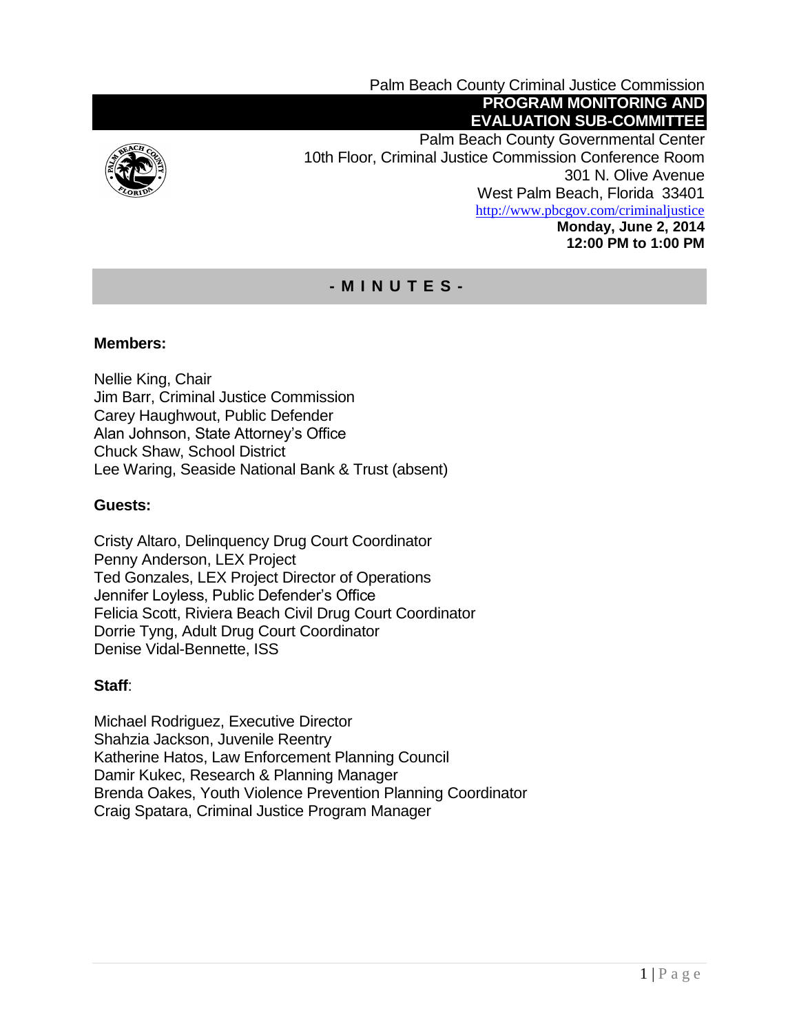Palm Beach County Criminal Justice Commission

**PROGRAM MONITORING AND EVALUATION SUB-COMMITTEE**

Palm Beach County Governmental Center
10th Floor, Criminal Justice Commission Conference Room
301 N. Olive Avenue
West Palm Beach, Florida 33401
http://www.pbcgov.com/criminaljustice

**Monday, June 2, 2014**
**12:00 PM to 1:00 PM**

# - M I N U T E S -

**Members:**

Nellie King, Chair
Jim Barr, Criminal Justice Commission
Carey Haughwout, Public Defender
Alan Johnson, State Attorney's Office
Chuck Shaw, School District
Lee Waring, Seaside National Bank & Trust (absent)

**Guests:**

Cristy Altaro, Delinquency Drug Court Coordinator
Penny Anderson, LEX Project
Ted Gonzales, LEX Project Director of Operations
Jennifer Loyless, Public Defender's Office
Felicia Scott, Riviera Beach Civil Drug Court Coordinator
Dorrie Tyng, Adult Drug Court Coordinator
Denise Vidal-Bennette, ISS

**Staff**:

Michael Rodriguez, Executive Director
Shahzia Jackson, Juvenile Reentry
Katherine Hatos, Law Enforcement Planning Council
Damir Kukec, Research & Planning Manager
Brenda Oakes, Youth Violence Prevention Planning Coordinator
Craig Spatara, Criminal Justice Program Manager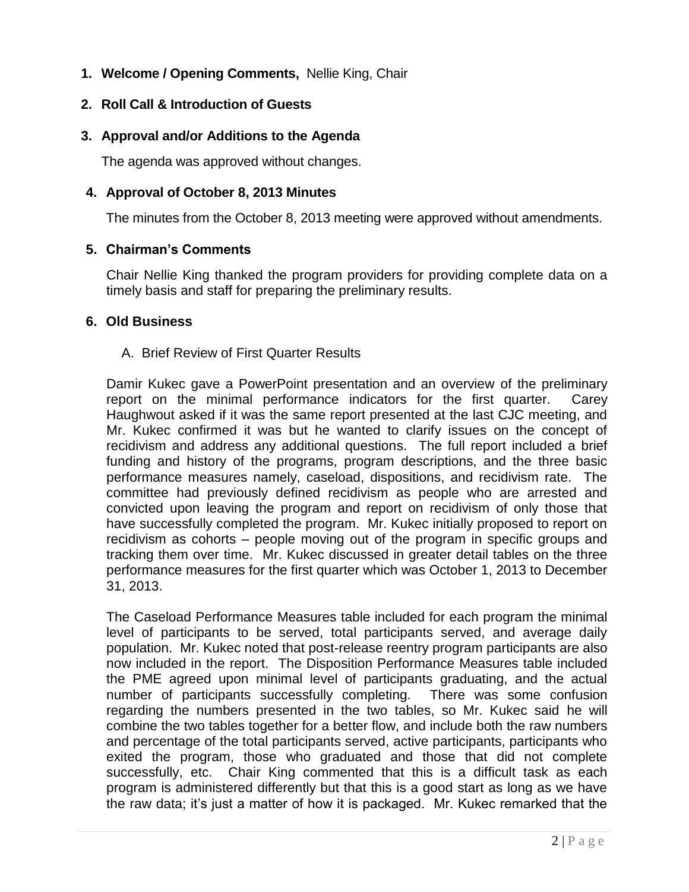1. **Welcome / Opening Comments,** Nellie King, Chair

2. **Roll Call & Introduction of Guests**

3. **Approval and/or Additions to the Agenda**

   The agenda was approved without changes.

4. **Approval of October 8, 2013 Minutes**

   The minutes from the October 8, 2013 meeting were approved without amendments.

5. **Chairman's Comments**

   Chair Nellie King thanked the program providers for providing complete data on a timely basis and staff for preparing the preliminary results.

6. **Old Business**

   A. Brief Review of First Quarter Results

   Damir Kukec gave a PowerPoint presentation and an overview of the preliminary report on the minimal performance indicators for the first quarter. Carey Haughwout asked if it was the same report presented at the last CJC meeting, and Mr. Kukec confirmed it was but he wanted to clarify issues on the concept of recidivism and address any additional questions. The full report included a brief funding and history of the programs, program descriptions, and the three basic performance measures namely, caseload, dispositions, and recidivism rate. The committee had previously defined recidivism as people who are arrested and convicted upon leaving the program and report on recidivism of only those that have successfully completed the program. Mr. Kukec initially proposed to report on recidivism as cohorts – people moving out of the program in specific groups and tracking them over time. Mr. Kukec discussed in greater detail tables on the three performance measures for the first quarter which was October 1, 2013 to December 31, 2013.

   The Caseload Performance Measures table included for each program the minimal level of participants to be served, total participants served, and average daily population. Mr. Kukec noted that post-release reentry program participants are also now included in the report. The Disposition Performance Measures table included the PME agreed upon minimal level of participants graduating, and the actual number of participants successfully completing. There was some confusion regarding the numbers presented in the two tables, so Mr. Kukec said he will combine the two tables together for a better flow, and include both the raw numbers and percentage of the total participants served, active participants, participants who exited the program, those who graduated and those that did not complete successfully, etc. Chair King commented that this is a difficult task as each program is administered differently but that this is a good start as long as we have the raw data; it's just a matter of how it is packaged. Mr. Kukec remarked that the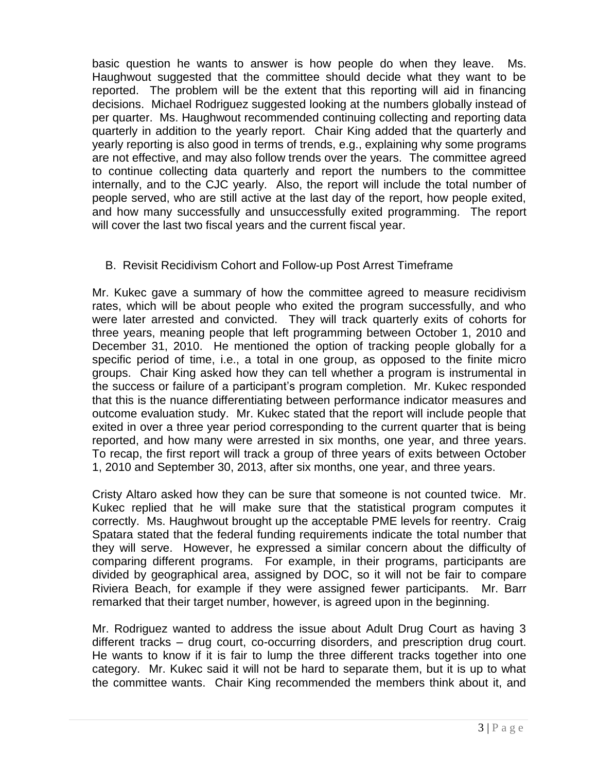basic question he wants to answer is how people do when they leave. Ms. Haughwout suggested that the committee should decide what they want to be reported. The problem will be the extent that this reporting will aid in financing decisions. Michael Rodriguez suggested looking at the numbers globally instead of per quarter. Ms. Haughwout recommended continuing collecting and reporting data quarterly in addition to the yearly report. Chair King added that the quarterly and yearly reporting is also good in terms of trends, e.g., explaining why some programs are not effective, and may also follow trends over the years. The committee agreed to continue collecting data quarterly and report the numbers to the committee internally, and to the CJC yearly. Also, the report will include the total number of people served, who are still active at the last day of the report, how people exited, and how many successfully and unsuccessfully exited programming. The report will cover the last two fiscal years and the current fiscal year.

B. Revisit Recidivism Cohort and Follow-up Post Arrest Timeframe

Mr. Kukec gave a summary of how the committee agreed to measure recidivism rates, which will be about people who exited the program successfully, and who were later arrested and convicted. They will track quarterly exits of cohorts for three years, meaning people that left programming between October 1, 2010 and December 31, 2010. He mentioned the option of tracking people globally for a specific period of time, i.e., a total in one group, as opposed to the finite micro groups. Chair King asked how they can tell whether a program is instrumental in the success or failure of a participant's program completion. Mr. Kukec responded that this is the nuance differentiating between performance indicator measures and outcome evaluation study. Mr. Kukec stated that the report will include people that exited in over a three year period corresponding to the current quarter that is being reported, and how many were arrested in six months, one year, and three years. To recap, the first report will track a group of three years of exits between October 1, 2010 and September 30, 2013, after six months, one year, and three years.

Cristy Altaro asked how they can be sure that someone is not counted twice. Mr. Kukec replied that he will make sure that the statistical program computes it correctly. Ms. Haughwout brought up the acceptable PME levels for reentry. Craig Spatara stated that the federal funding requirements indicate the total number that they will serve. However, he expressed a similar concern about the difficulty of comparing different programs. For example, in their programs, participants are divided by geographical area, assigned by DOC, so it will not be fair to compare Riviera Beach, for example if they were assigned fewer participants. Mr. Barr remarked that their target number, however, is agreed upon in the beginning.

Mr. Rodriguez wanted to address the issue about Adult Drug Court as having 3 different tracks – drug court, co-occurring disorders, and prescription drug court. He wants to know if it is fair to lump the three different tracks together into one category. Mr. Kukec said it will not be hard to separate them, but it is up to what the committee wants. Chair King recommended the members think about it, and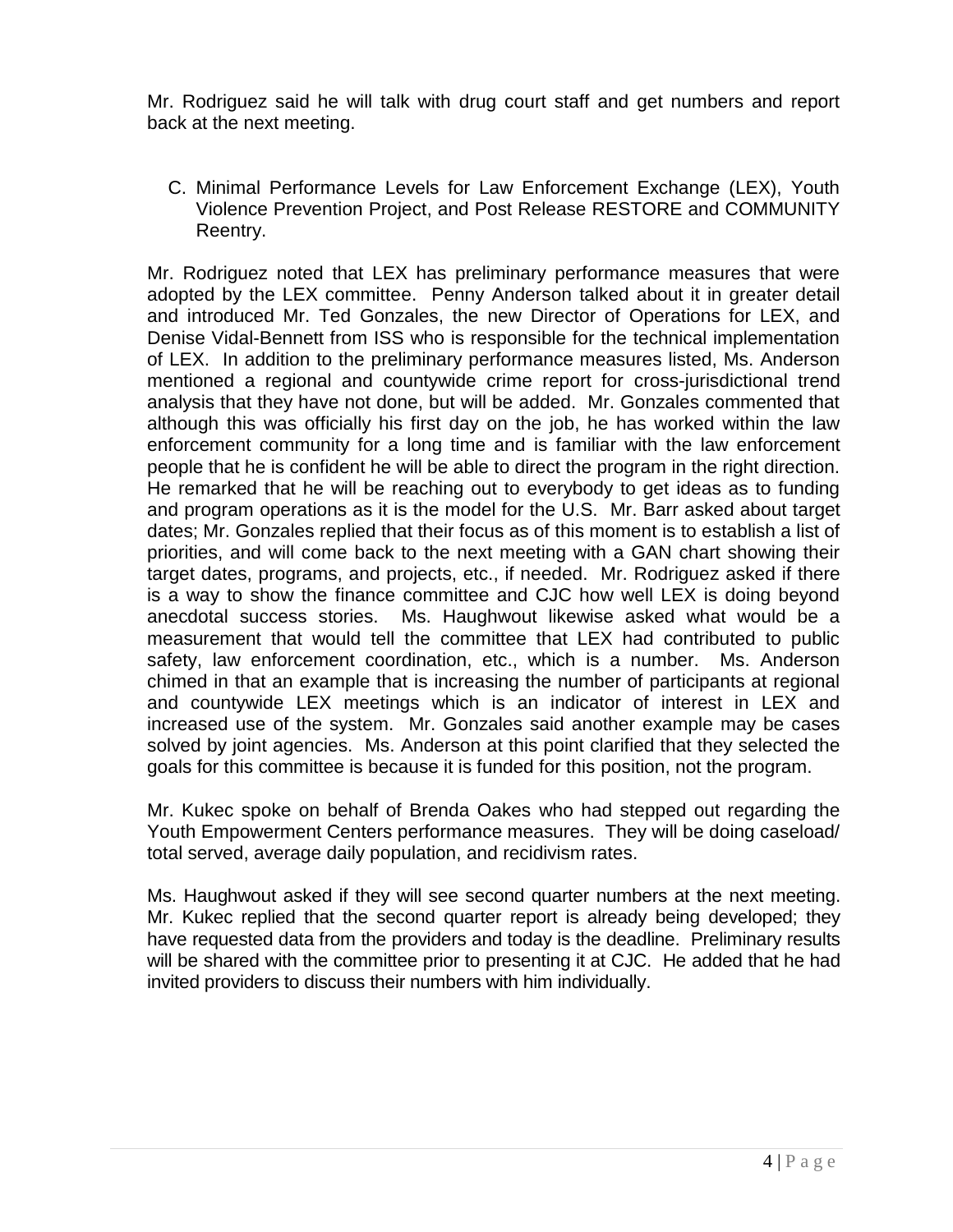Mr. Rodriguez said he will talk with drug court staff and get numbers and report back at the next meeting.

C. Minimal Performance Levels for Law Enforcement Exchange (LEX), Youth Violence Prevention Project, and Post Release RESTORE and COMMUNITY Reentry.

Mr. Rodriguez noted that LEX has preliminary performance measures that were adopted by the LEX committee. Penny Anderson talked about it in greater detail and introduced Mr. Ted Gonzales, the new Director of Operations for LEX, and Denise Vidal-Bennett from ISS who is responsible for the technical implementation of LEX. In addition to the preliminary performance measures listed, Ms. Anderson mentioned a regional and countywide crime report for cross-jurisdictional trend analysis that they have not done, but will be added. Mr. Gonzales commented that although this was officially his first day on the job, he has worked within the law enforcement community for a long time and is familiar with the law enforcement people that he is confident he will be able to direct the program in the right direction. He remarked that he will be reaching out to everybody to get ideas as to funding and program operations as it is the model for the U.S. Mr. Barr asked about target dates; Mr. Gonzales replied that their focus as of this moment is to establish a list of priorities, and will come back to the next meeting with a GAN chart showing their target dates, programs, and projects, etc., if needed. Mr. Rodriguez asked if there is a way to show the finance committee and CJC how well LEX is doing beyond anecdotal success stories. Ms. Haughwout likewise asked what would be a measurement that would tell the committee that LEX had contributed to public safety, law enforcement coordination, etc., which is a number. Ms. Anderson chimed in that an example that is increasing the number of participants at regional and countywide LEX meetings which is an indicator of interest in LEX and increased use of the system. Mr. Gonzales said another example may be cases solved by joint agencies. Ms. Anderson at this point clarified that they selected the goals for this committee is because it is funded for this position, not the program.

Mr. Kukec spoke on behalf of Brenda Oakes who had stepped out regarding the Youth Empowerment Centers performance measures. They will be doing caseload/ total served, average daily population, and recidivism rates.

Ms. Haughwout asked if they will see second quarter numbers at the next meeting. Mr. Kukec replied that the second quarter report is already being developed; they have requested data from the providers and today is the deadline. Preliminary results will be shared with the committee prior to presenting it at CJC. He added that he had invited providers to discuss their numbers with him individually.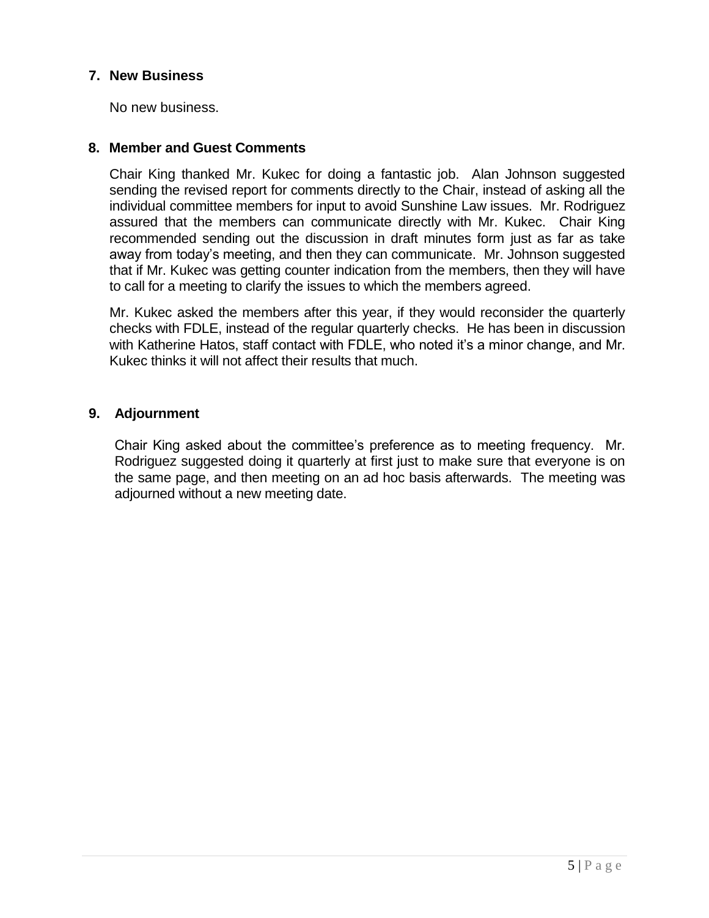## 7. New Business

No new business.

## 8. Member and Guest Comments

Chair King thanked Mr. Kukec for doing a fantastic job. Alan Johnson suggested sending the revised report for comments directly to the Chair, instead of asking all the individual committee members for input to avoid Sunshine Law issues. Mr. Rodriguez assured that the members can communicate directly with Mr. Kukec. Chair King recommended sending out the discussion in draft minutes form just as far as take away from today's meeting, and then they can communicate. Mr. Johnson suggested that if Mr. Kukec was getting counter indication from the members, then they will have to call for a meeting to clarify the issues to which the members agreed.

Mr. Kukec asked the members after this year, if they would reconsider the quarterly checks with FDLE, instead of the regular quarterly checks. He has been in discussion with Katherine Hatos, staff contact with FDLE, who noted it's a minor change, and Mr. Kukec thinks it will not affect their results that much.

## 9. Adjournment

Chair King asked about the committee's preference as to meeting frequency. Mr. Rodriguez suggested doing it quarterly at first just to make sure that everyone is on the same page, and then meeting on an ad hoc basis afterwards. The meeting was adjourned without a new meeting date.